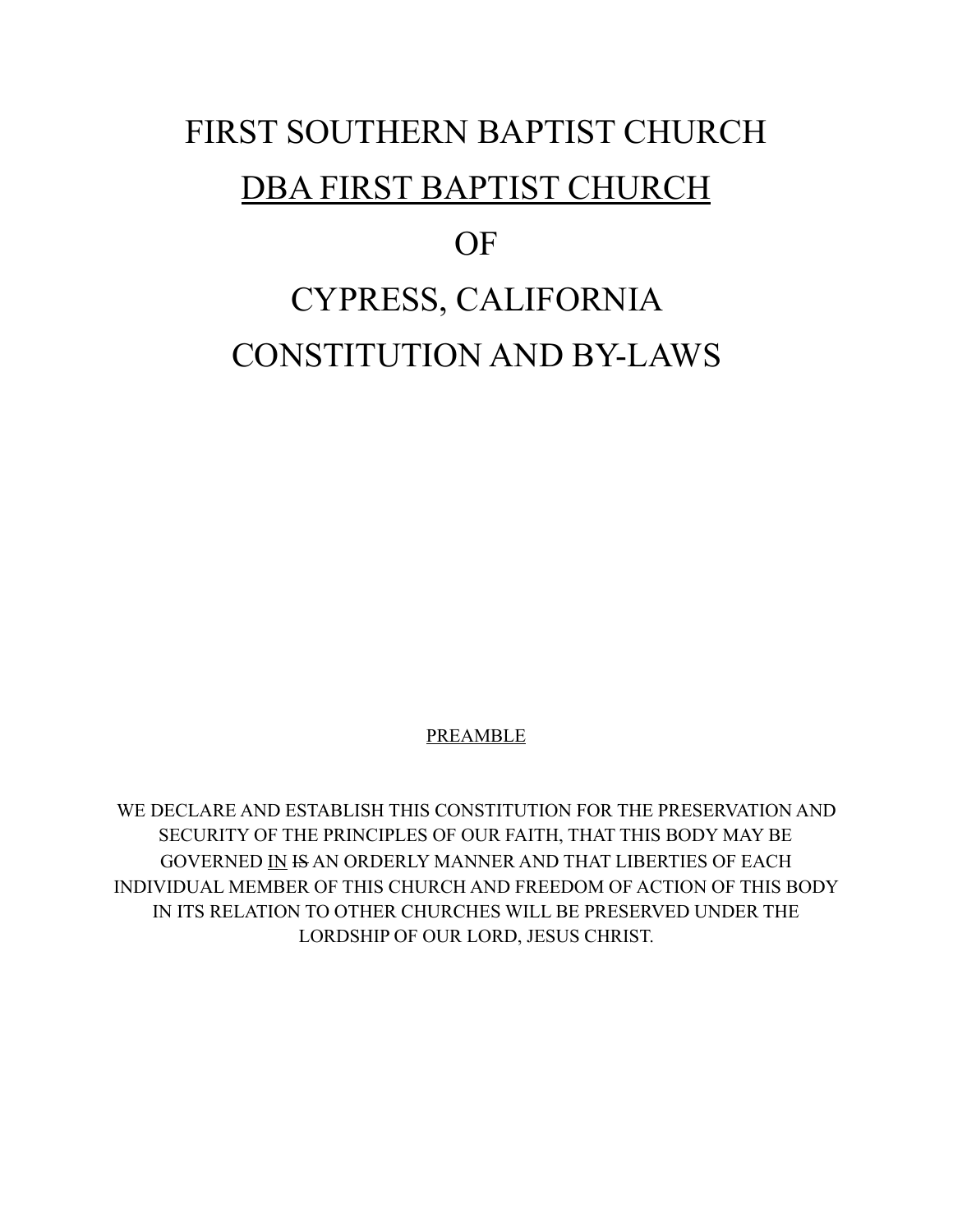# FIRST SOUTHERN BAPTIST CHURCH

# <u>DBA FIRST BAPTIST CHURCH</u>

# OF

# CYPRESS, CALIFORNIA

# CONSTITUTION AND BY-LAWS

## <u>PREAMBLE</u>

WE DECLARE AND ESTABLISH THIS CONSTITUTION FOR THE PRESERVATION AND SECURITY OF THE PRINCIPLES OF OUR FAITH, THAT THIS BODY MAY BE GOVERNED <u>IN</u> ~~IS~~ AN ORDERLY MANNER AND THAT LIBERTIES OF EACH INDIVIDUAL MEMBER OF THIS CHURCH AND FREEDOM OF ACTION OF THIS BODY IN ITS RELATION TO OTHER CHURCHES WILL BE PRESERVED UNDER THE LORDSHIP OF OUR LORD, JESUS CHRIST.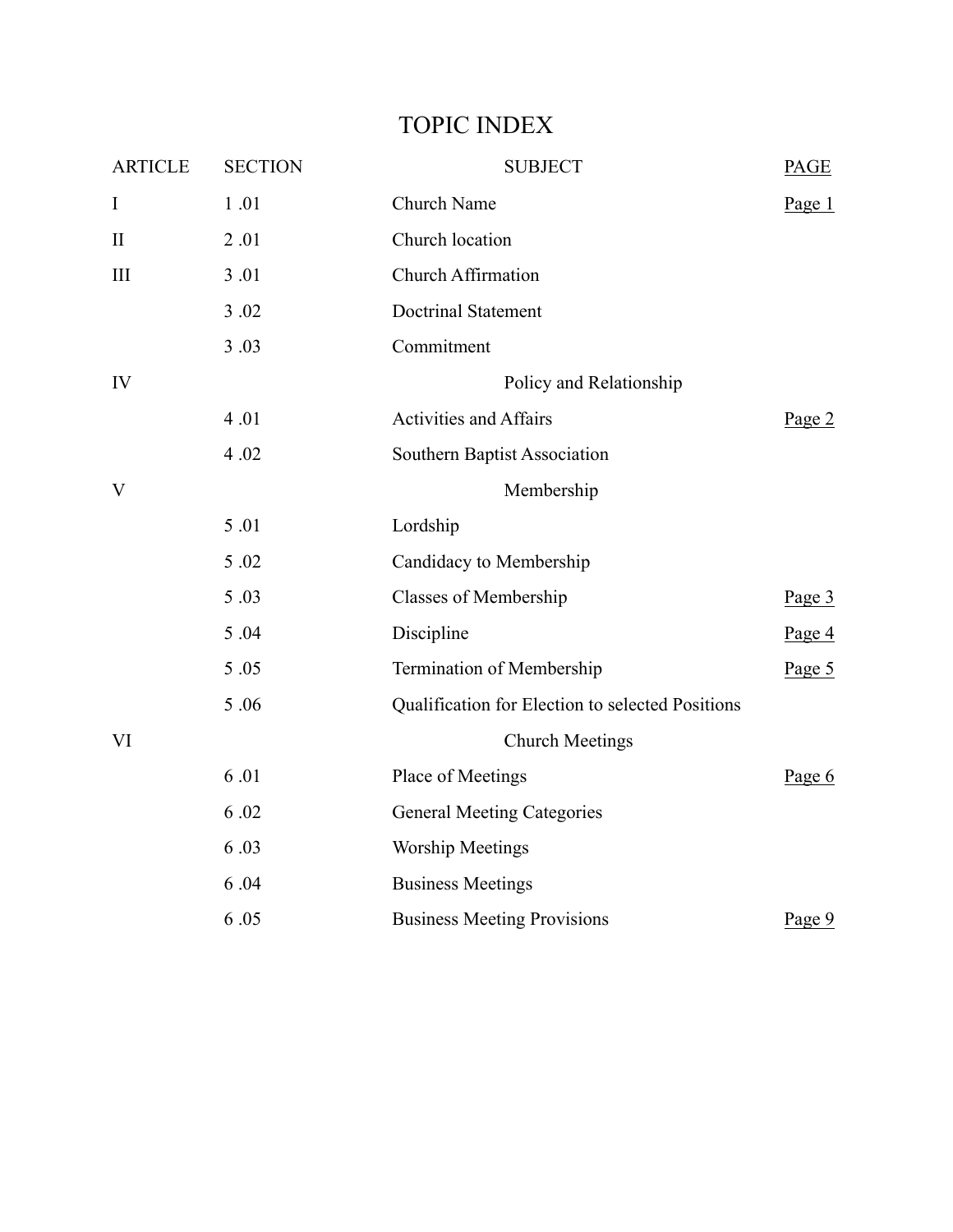# TOPIC INDEX

| ARTICLE | SECTION | SUBJECT | PAGE |
|---|---|---|---|
| I | 1 .01 | Church Name | Page 1 |
| II | 2 .01 | Church location | |
| III | 3 .01 | Church Affirmation | |
| | 3 .02 | Doctrinal Statement | |
| | 3 .03 | Commitment | |
| IV | | Policy and Relationship | |
| | 4 .01 | Activities and Affairs | Page 2 |
| | 4 .02 | Southern Baptist Association | |
| V | | Membership | |
| | 5 .01 | Lordship | |
| | 5 .02 | Candidacy to Membership | |
| | 5 .03 | Classes of Membership | Page 3 |
| | 5 .04 | Discipline | Page 4 |
| | 5 .05 | Termination of Membership | Page 5 |
| | 5 .06 | Qualification for Election to selected Positions | |
| VI | | Church Meetings | |
| | 6 .01 | Place of Meetings | Page 6 |
| | 6 .02 | General Meeting Categories | |
| | 6 .03 | Worship Meetings | |
| | 6 .04 | Business Meetings | |
| | 6 .05 | Business Meeting Provisions | Page 9 |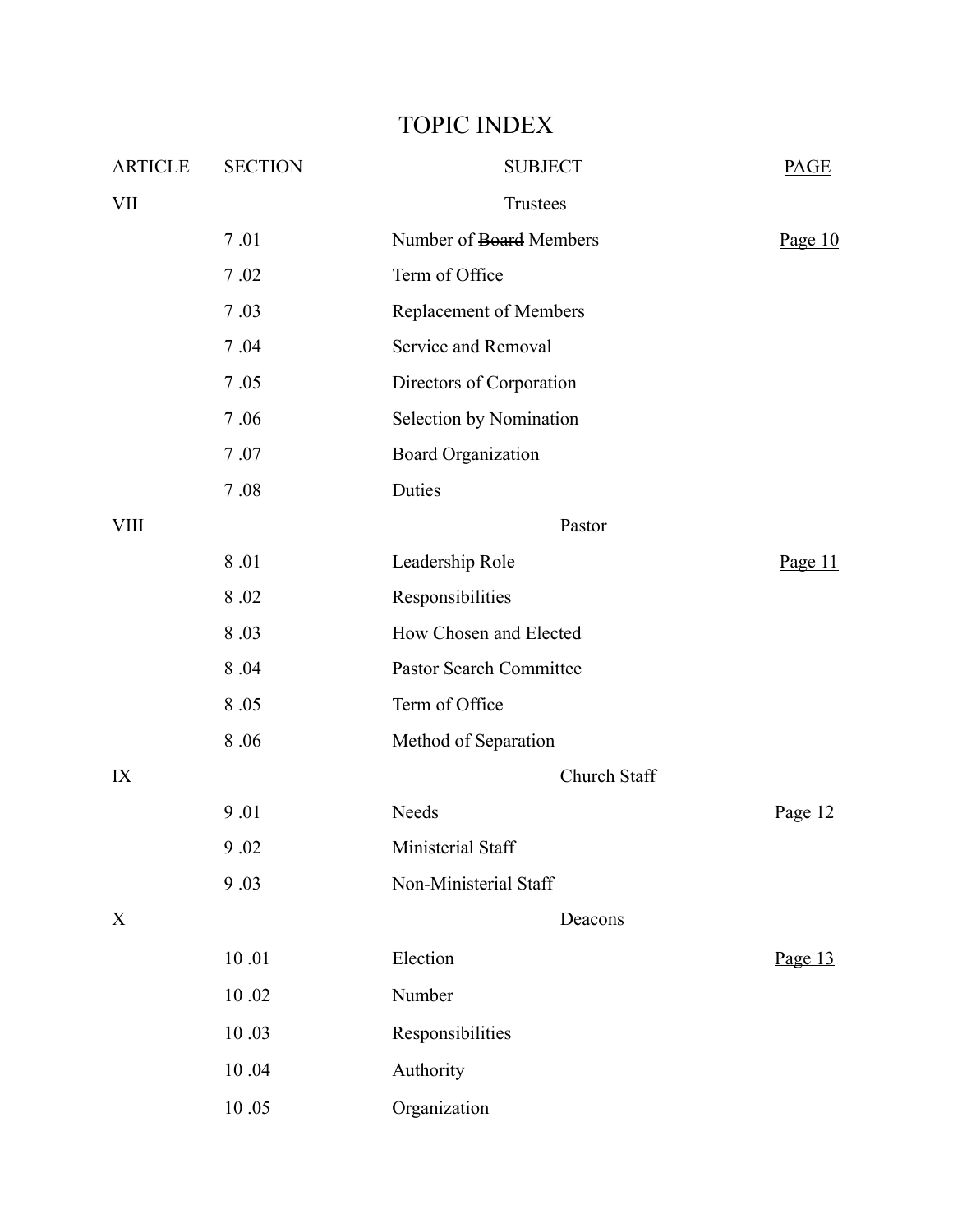# TOPIC INDEX

| ARTICLE | SECTION | SUBJECT | PAGE |
|---|---|---|---|
| VII | | Trustees | |
| | 7 .01 | Number of ~~Board~~ Members | Page 10 |
| | 7 .02 | Term of Office | |
| | 7 .03 | Replacement of Members | |
| | 7 .04 | Service and Removal | |
| | 7 .05 | Directors of Corporation | |
| | 7 .06 | Selection by Nomination | |
| | 7 .07 | Board Organization | |
| | 7 .08 | Duties | |
| VIII | | Pastor | |
| | 8 .01 | Leadership Role | Page 11 |
| | 8 .02 | Responsibilities | |
| | 8 .03 | How Chosen and Elected | |
| | 8 .04 | Pastor Search Committee | |
| | 8 .05 | Term of Office | |
| | 8 .06 | Method of Separation | |
| IX | | Church Staff | |
| | 9 .01 | Needs | Page 12 |
| | 9 .02 | Ministerial Staff | |
| | 9 .03 | Non-Ministerial Staff | |
| X | | Deacons | |
| | 10 .01 | Election | Page 13 |
| | 10 .02 | Number | |
| | 10 .03 | Responsibilities | |
| | 10 .04 | Authority | |
| | 10 .05 | Organization | |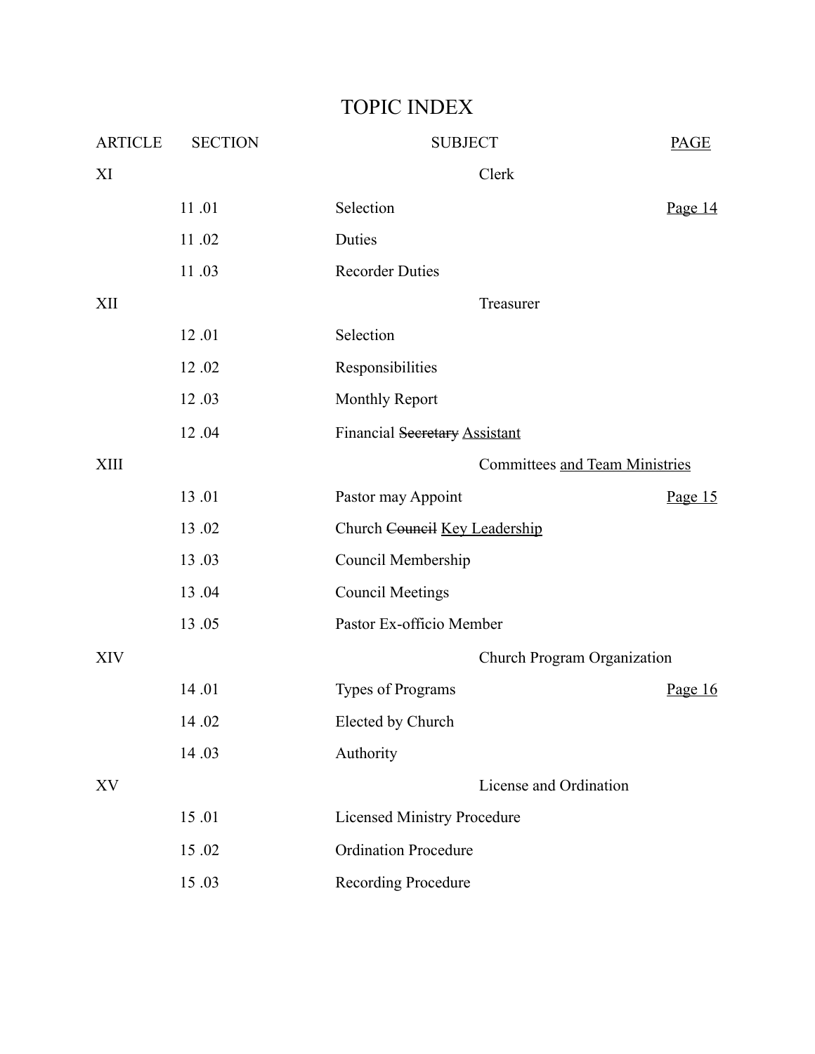# TOPIC INDEX

| ARTICLE | SECTION | SUBJECT | <u>PAGE</u> |
|---|---|---|---|
| XI | | Clerk | |
| | 11 .01 | Selection | <u>Page 14</u> |
| | 11 .02 | Duties | |
| | 11 .03 | Recorder Duties | |
| XII | | Treasurer | |
| | 12 .01 | Selection | |
| | 12 .02 | Responsibilities | |
| | 12 .03 | Monthly Report | |
| | 12 .04 | Financial ~~Secretary~~ <u>Assistant</u> | |
| XIII | | Committees <u>and Team Ministries</u> | |
| | 13 .01 | Pastor may Appoint | <u>Page 15</u> |
| | 13 .02 | Church ~~Council~~ <u>Key Leadership</u> | |
| | 13 .03 | Council Membership | |
| | 13 .04 | Council Meetings | |
| | 13 .05 | Pastor Ex-officio Member | |
| XIV | | Church Program Organization | |
| | 14 .01 | Types of Programs | <u>Page 16</u> |
| | 14 .02 | Elected by Church | |
| | 14 .03 | Authority | |
| XV | | License and Ordination | |
| | 15 .01 | Licensed Ministry Procedure | |
| | 15 .02 | Ordination Procedure | |
| | 15 .03 | Recording Procedure | |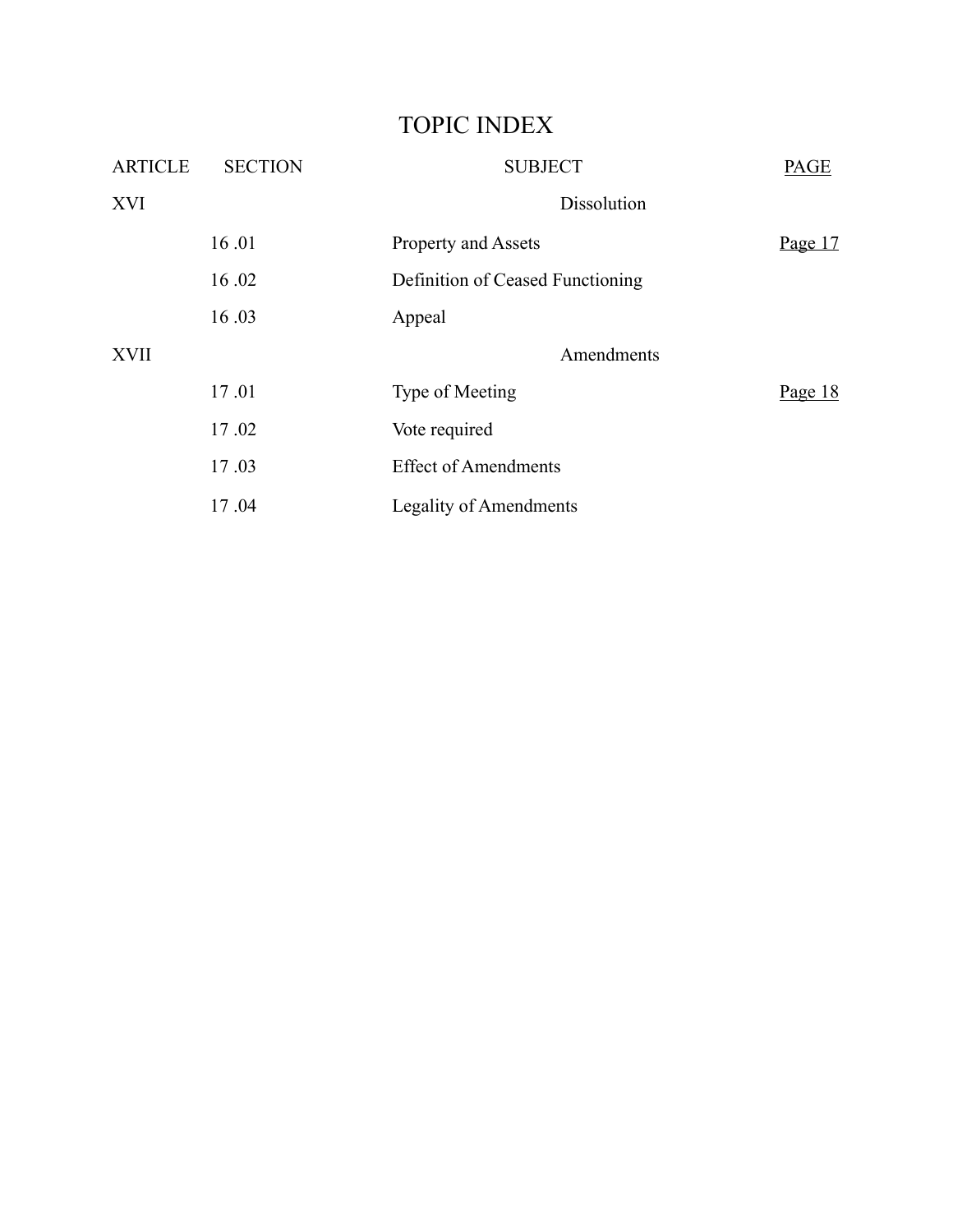# TOPIC INDEX

| ARTICLE | SECTION | SUBJECT | PAGE |
|---|---|---|---|
| XVI | | Dissolution | |
| | 16 .01 | Property and Assets | Page 17 |
| | 16 .02 | Definition of Ceased Functioning | |
| | 16 .03 | Appeal | |
| XVII | | Amendments | |
| | 17 .01 | Type of Meeting | Page 18 |
| | 17 .02 | Vote required | |
| | 17 .03 | Effect of Amendments | |
| | 17 .04 | Legality of Amendments | |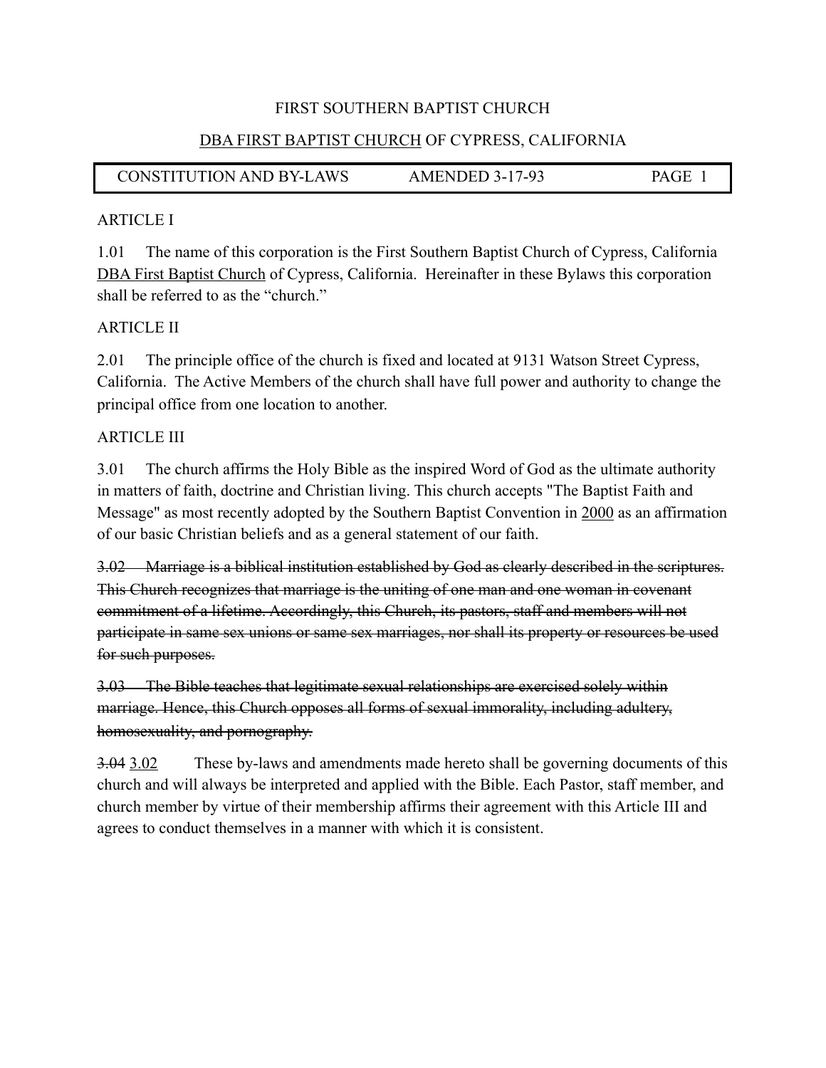FIRST SOUTHERN BAPTIST CHURCH

<u>DBA FIRST BAPTIST CHURCH</u> OF CYPRESS, CALIFORNIA

| CONSTITUTION AND BY-LAWS | AMENDED 3-17-93 | PAGE 1 |
| --- | --- | --- |

ARTICLE I

1.01 The name of this corporation is the First Southern Baptist Church of Cypress, California <u>DBA First Baptist Church</u> of Cypress, California. Hereinafter in these Bylaws this corporation shall be referred to as the "church."

ARTICLE II

2.01 The principle office of the church is fixed and located at 9131 Watson Street Cypress, California. The Active Members of the church shall have full power and authority to change the principal office from one location to another.

ARTICLE III

3.01 The church affirms the Holy Bible as the inspired Word of God as the ultimate authority in matters of faith, doctrine and Christian living. This church accepts "The Baptist Faith and Message" as most recently adopted by the Southern Baptist Convention in <u>2000</u> as an affirmation of our basic Christian beliefs and as a general statement of our faith.

~~3.02 Marriage is a biblical institution established by God as clearly described in the scriptures. This Church recognizes that marriage is the uniting of one man and one woman in covenant commitment of a lifetime. Accordingly, this Church, its pastors, staff and members will not participate in same sex unions or same sex marriages, nor shall its property or resources be used for such purposes.~~

~~3.03 The Bible teaches that legitimate sexual relationships are exercised solely within marriage. Hence, this Church opposes all forms of sexual immorality, including adultery, homosexuality, and pornography.~~

~~3.04~~ <u>3.02</u> These by-laws and amendments made hereto shall be governing documents of this church and will always be interpreted and applied with the Bible. Each Pastor, staff member, and church member by virtue of their membership affirms their agreement with this Article III and agrees to conduct themselves in a manner with which it is consistent.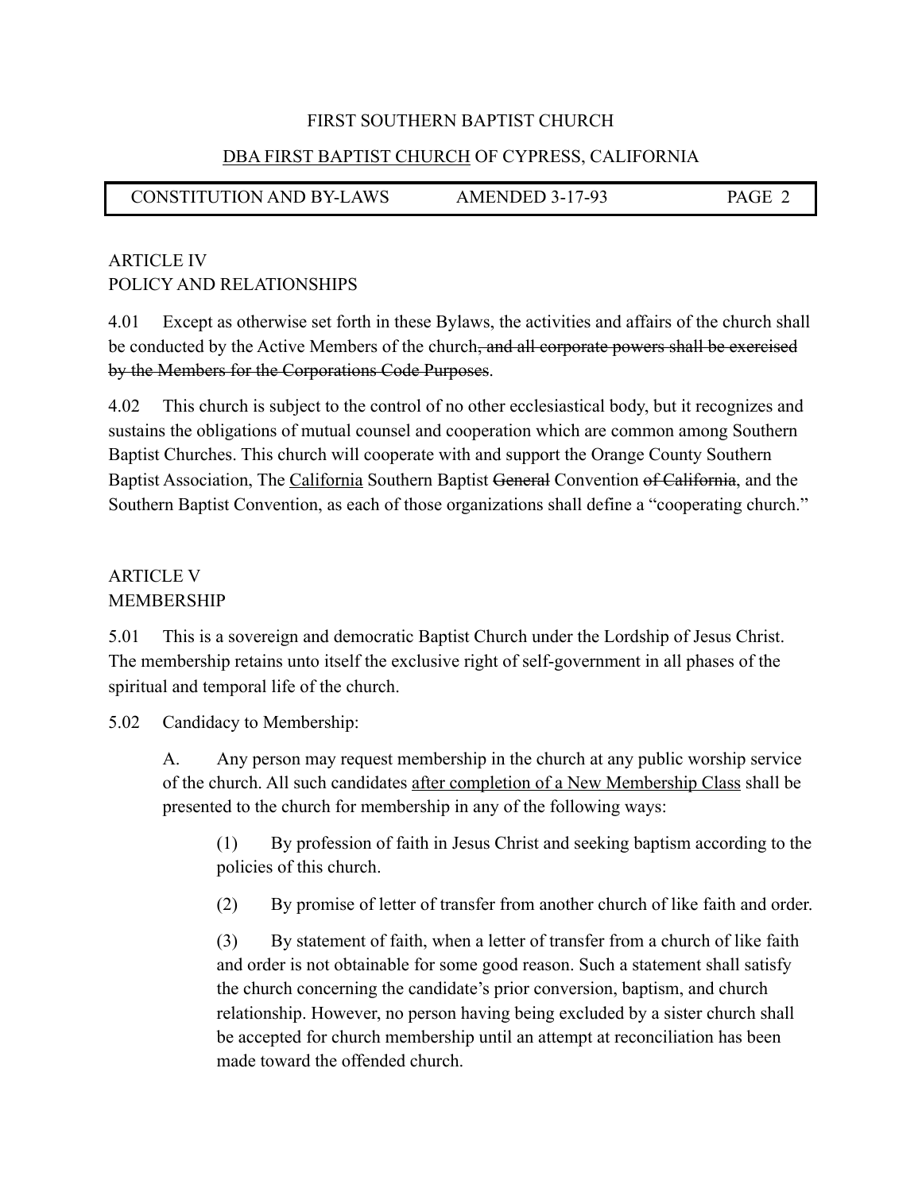## ARTICLE IV
## POLICY AND RELATIONSHIPS

4.01 Except as otherwise set forth in these Bylaws, the activities and affairs of the church shall be conducted by the Active Members of the church~~, and all corporate powers shall be exercised by the Members for the Corporations Code Purposes~~.

4.02 This church is subject to the control of no other ecclesiastical body, but it recognizes and sustains the obligations of mutual counsel and cooperation which are common among Southern Baptist Churches. This church will cooperate with and support the Orange County Southern Baptist Association, The <u>California</u> Southern Baptist ~~General~~ Convention ~~of California~~, and the Southern Baptist Convention, as each of those organizations shall define a "cooperating church."

## ARTICLE V
## MEMBERSHIP

5.01 This is a sovereign and democratic Baptist Church under the Lordship of Jesus Christ. The membership retains unto itself the exclusive right of self-government in all phases of the spiritual and temporal life of the church.

5.02 Candidacy to Membership:

A. Any person may request membership in the church at any public worship service of the church. All such candidates <u>after completion of a New Membership Class</u> shall be presented to the church for membership in any of the following ways:

(1) By profession of faith in Jesus Christ and seeking baptism according to the policies of this church.

(2) By promise of letter of transfer from another church of like faith and order.

(3) By statement of faith, when a letter of transfer from a church of like faith and order is not obtainable for some good reason. Such a statement shall satisfy the church concerning the candidate's prior conversion, baptism, and church relationship. However, no person having being excluded by a sister church shall be accepted for church membership until an attempt at reconciliation has been made toward the offended church.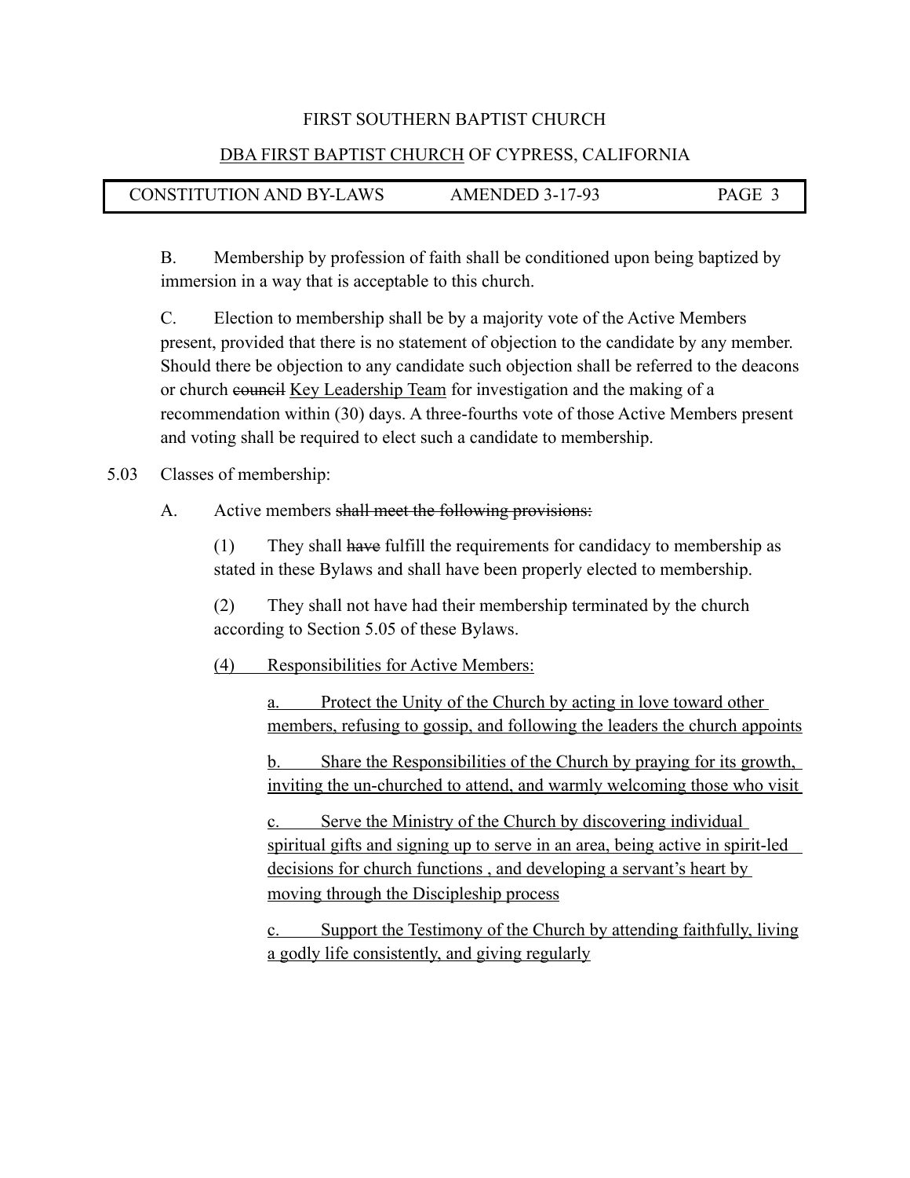B. Membership by profession of faith shall be conditioned upon being baptized by immersion in a way that is acceptable to this church.

C. Election to membership shall be by a majority vote of the Active Members present, provided that there is no statement of objection to the candidate by any member. Should there be objection to any candidate such objection shall be referred to the deacons or church ~~council~~ <u>Key Leadership Team</u> for investigation and the making of a recommendation within (30) days. A three-fourths vote of those Active Members present and voting shall be required to elect such a candidate to membership.

5.03 Classes of membership:

A. Active members ~~shall meet the following provisions:~~

(1) They shall ~~have~~ fulfill the requirements for candidacy to membership as stated in these Bylaws and shall have been properly elected to membership.

(2) They shall not have had their membership terminated by the church according to Section 5.05 of these Bylaws.

<u>(4) Responsibilities for Active Members:</u>

<u>a. Protect the Unity of the Church by acting in love toward other members, refusing to gossip, and following the leaders the church appoints</u>

<u>b. Share the Responsibilities of the Church by praying for its growth, inviting the un-churched to attend, and warmly welcoming those who visit</u>

<u>c. Serve the Ministry of the Church by discovering individual spiritual gifts and signing up to serve in an area, being active in spirit-led decisions for church functions , and developing a servant's heart by moving through the Discipleship process</u>

<u>c. Support the Testimony of the Church by attending faithfully, living a godly life consistently, and giving regularly</u>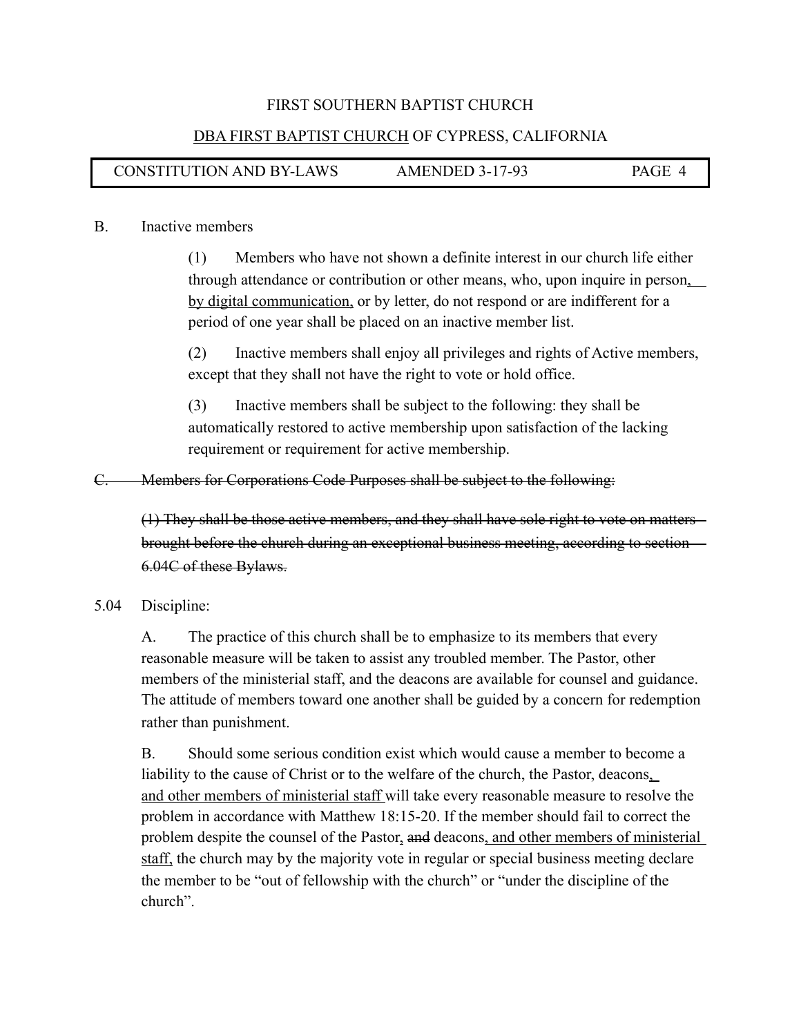B. Inactive members

(1) Members who have not shown a definite interest in our church life either through attendance or contribution or other means, who, upon inquire in person, by digital communication, or by letter, do not respond or are indifferent for a period of one year shall be placed on an inactive member list.

(2) Inactive members shall enjoy all privileges and rights of Active members, except that they shall not have the right to vote or hold office.

(3) Inactive members shall be subject to the following: they shall be automatically restored to active membership upon satisfaction of the lacking requirement or requirement for active membership.

~~C. Members for Corporations Code Purposes shall be subject to the following:~~

~~(1) They shall be those active members, and they shall have sole right to vote on matters brought before the church during an exceptional business meeting, according to section 6.04C of these Bylaws.~~

5.04 Discipline:

A. The practice of this church shall be to emphasize to its members that every reasonable measure will be taken to assist any troubled member. The Pastor, other members of the ministerial staff, and the deacons are available for counsel and guidance. The attitude of members toward one another shall be guided by a concern for redemption rather than punishment.

B. Should some serious condition exist which would cause a member to become a liability to the cause of Christ or to the welfare of the church, the Pastor, deacons, and other members of ministerial staff will take every reasonable measure to resolve the problem in accordance with Matthew 18:15-20. If the member should fail to correct the problem despite the counsel of the Pastor, ~~and~~ deacons, and other members of ministerial staff, the church may by the majority vote in regular or special business meeting declare the member to be "out of fellowship with the church" or "under the discipline of the church".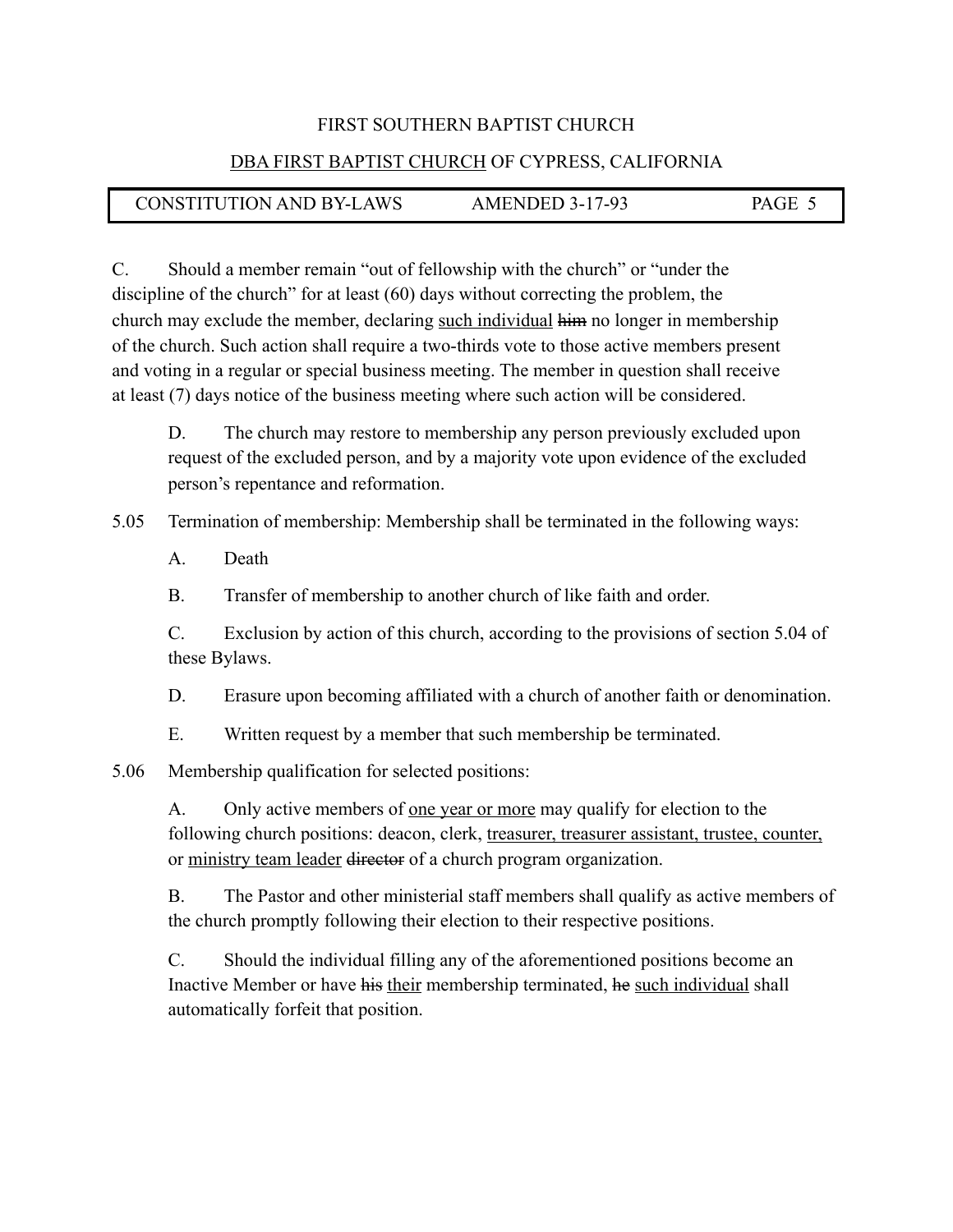C. Should a member remain "out of fellowship with the church" or "under the discipline of the church" for at least (60) days without correcting the problem, the church may exclude the member, declaring <u>such individual</u> ~~him~~ no longer in membership of the church. Such action shall require a two-thirds vote to those active members present and voting in a regular or special business meeting. The member in question shall receive at least (7) days notice of the business meeting where such action will be considered.

D. The church may restore to membership any person previously excluded upon request of the excluded person, and by a majority vote upon evidence of the excluded person's repentance and reformation.

5.05 Termination of membership: Membership shall be terminated in the following ways:

A. Death

B. Transfer of membership to another church of like faith and order.

C. Exclusion by action of this church, according to the provisions of section 5.04 of these Bylaws.

D. Erasure upon becoming affiliated with a church of another faith or denomination.

E. Written request by a member that such membership be terminated.

5.06 Membership qualification for selected positions:

A. Only active members of <u>one year or more</u> may qualify for election to the following church positions: deacon, clerk, <u>treasurer, treasurer assistant, trustee, counter,</u> or <u>ministry team leader</u> ~~director~~ of a church program organization.

B. The Pastor and other ministerial staff members shall qualify as active members of the church promptly following their election to their respective positions.

C. Should the individual filling any of the aforementioned positions become an Inactive Member or have ~~his~~ <u>their</u> membership terminated, ~~he~~ <u>such individual</u> shall automatically forfeit that position.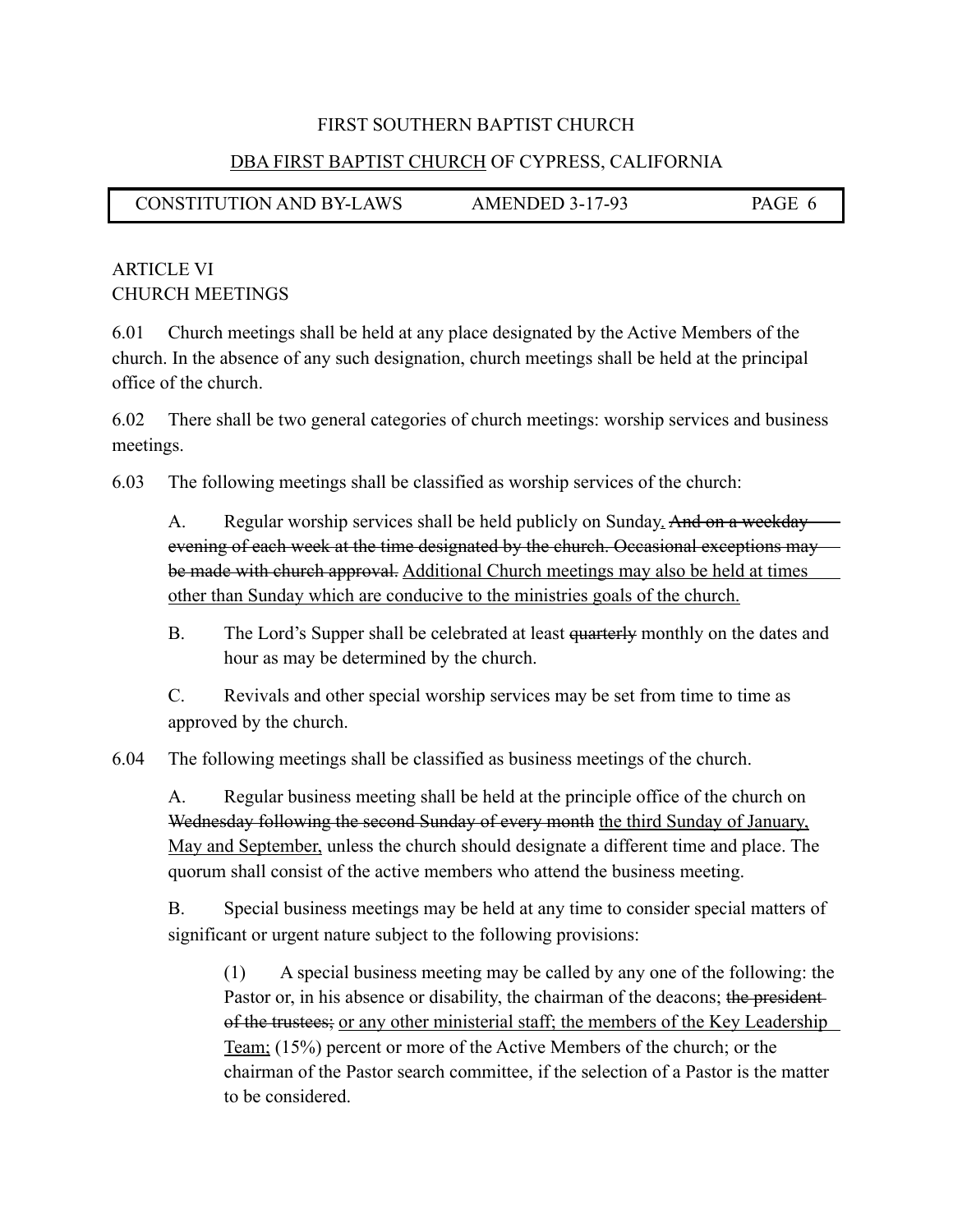FIRST SOUTHERN BAPTIST CHURCH

<u>DBA FIRST BAPTIST CHURCH</u> OF CYPRESS, CALIFORNIA

ARTICLE VI
CHURCH MEETINGS

6.01 Church meetings shall be held at any place designated by the Active Members of the church. In the absence of any such designation, church meetings shall be held at the principal office of the church.

6.02 There shall be two general categories of church meetings: worship services and business meetings.

6.03 The following meetings shall be classified as worship services of the church:

A. Regular worship services shall be held publicly on Sunday<u>.</u> ~~And on a weekday evening of each week at the time designated by the church. Occasional exceptions may be made with church approval.~~ <u>Additional Church meetings may also be held at times other than Sunday which are conducive to the ministries goals of the church.</u>

B. The Lord's Supper shall be celebrated at least ~~quarterly~~ monthly on the dates and hour as may be determined by the church.

C. Revivals and other special worship services may be set from time to time as approved by the church.

6.04 The following meetings shall be classified as business meetings of the church.

A. Regular business meeting shall be held at the principle office of the church on ~~Wednesday following the second Sunday of every month~~ <u>the third Sunday of January, May and September,</u> unless the church should designate a different time and place. The quorum shall consist of the active members who attend the business meeting.

B. Special business meetings may be held at any time to consider special matters of significant or urgent nature subject to the following provisions:

(1) A special business meeting may be called by any one of the following: the Pastor or, in his absence or disability, the chairman of the deacons; ~~the president of the trustees;~~ <u>or any other ministerial staff; the members of the Key Leadership Team;</u> (15%) percent or more of the Active Members of the church; or the chairman of the Pastor search committee, if the selection of a Pastor is the matter to be considered.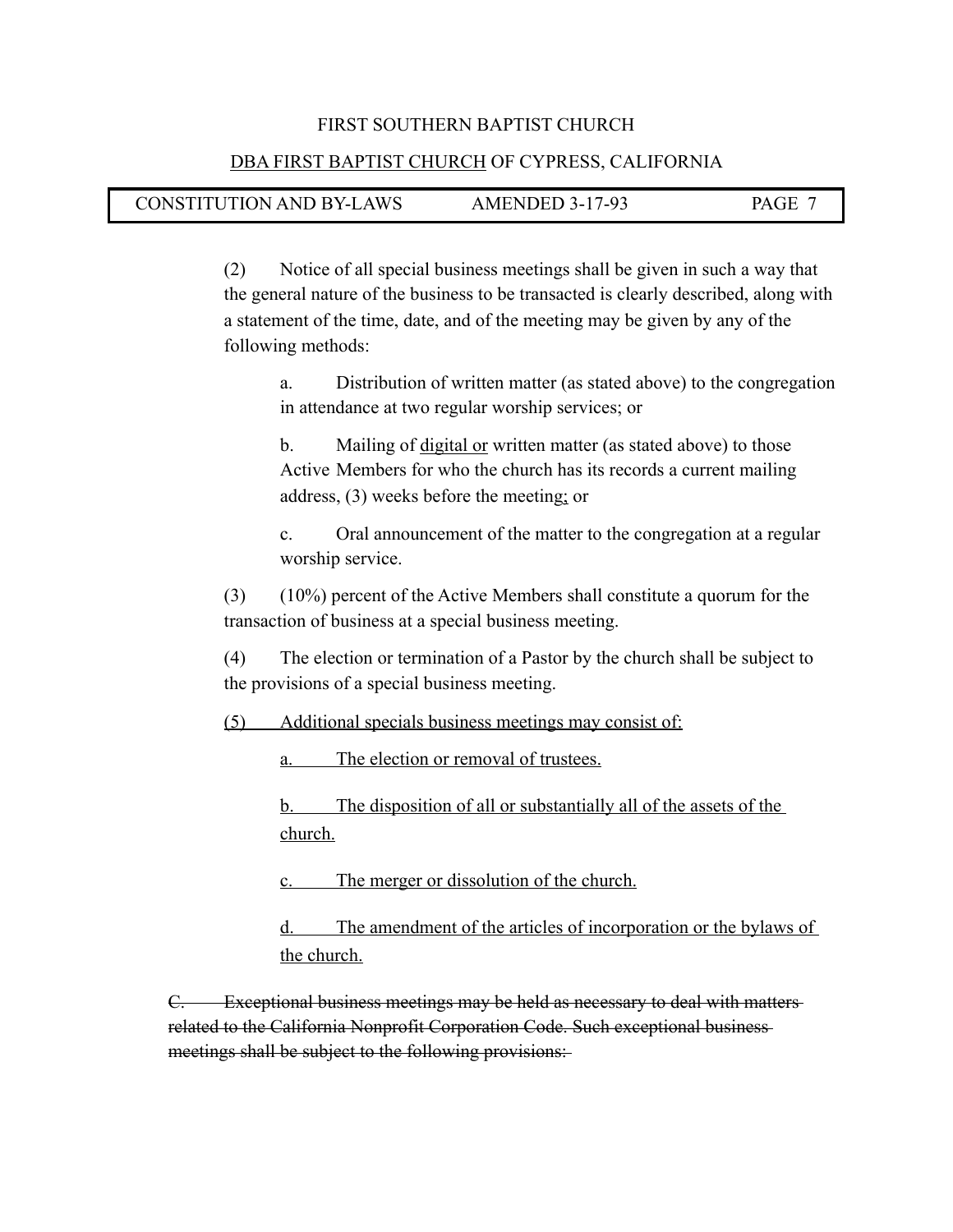(2) Notice of all special business meetings shall be given in such a way that the general nature of the business to be transacted is clearly described, along with a statement of the time, date, and of the meeting may be given by any of the following methods:

a. Distribution of written matter (as stated above) to the congregation in attendance at two regular worship services; or

b. Mailing of <u>digital or</u> written matter (as stated above) to those Active Members for who the church has its records a current mailing address, (3) weeks before the meeting<u>;</u> or

c. Oral announcement of the matter to the congregation at a regular worship service.

(3) (10%) percent of the Active Members shall constitute a quorum for the transaction of business at a special business meeting.

(4) The election or termination of a Pastor by the church shall be subject to the provisions of a special business meeting.

<u>(5) Additional specials business meetings may consist of:</u>

<u>a. The election or removal of trustees.</u>

<u>b. The disposition of all or substantially all of the assets of the church.</u>

<u>c. The merger or dissolution of the church.</u>

<u>d. The amendment of the articles of incorporation or the bylaws of the church.</u>

~~C. Exceptional business meetings may be held as necessary to deal with matters related to the California Nonprofit Corporation Code. Such exceptional business meetings shall be subject to the following provisions:~~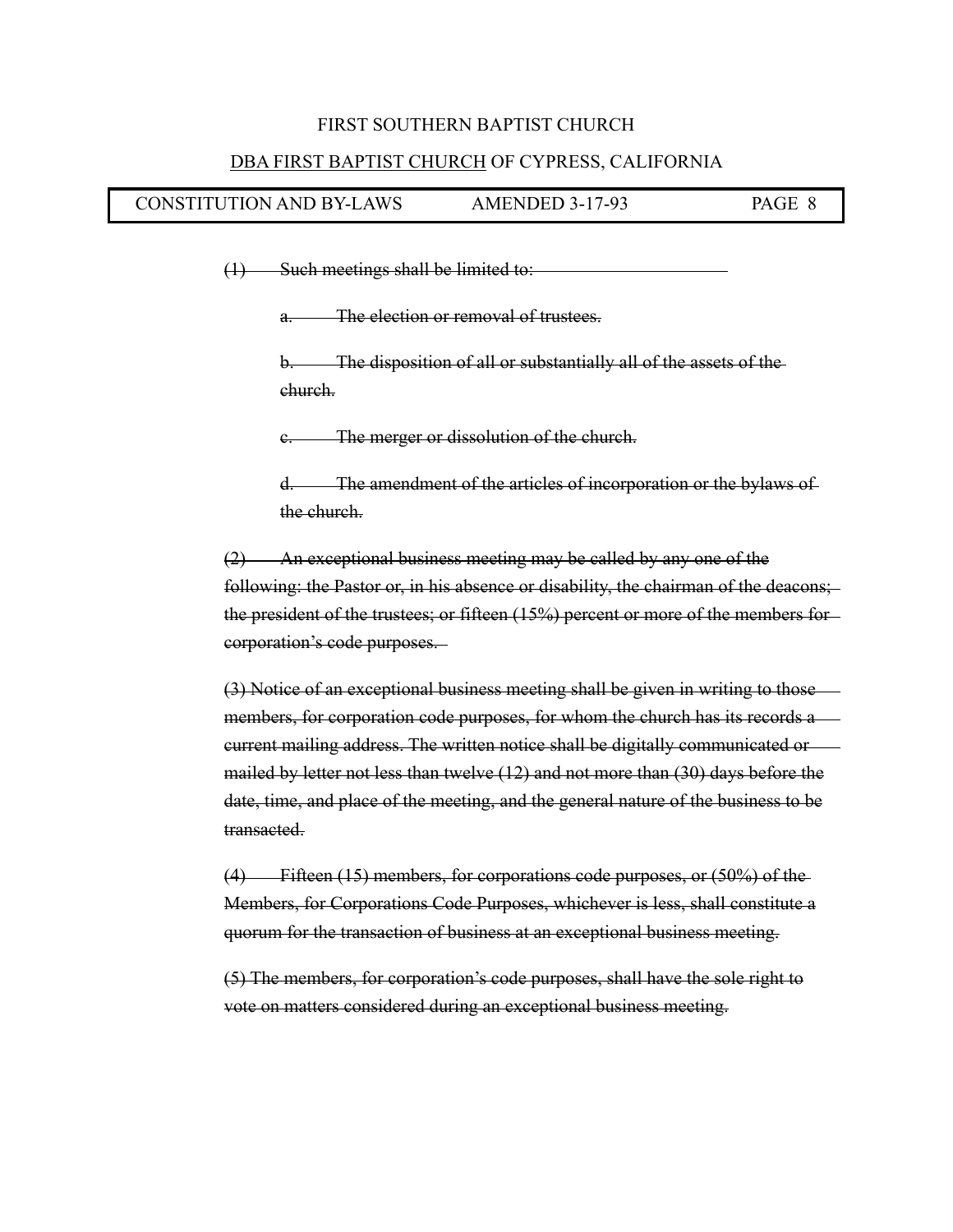~~(1) Such meetings shall be limited to:~~

~~a. The election or removal of trustees.~~

~~b. The disposition of all or substantially all of the assets of the church.~~

~~c. The merger or dissolution of the church.~~

~~d. The amendment of the articles of incorporation or the bylaws of the church.~~

~~(2) An exceptional business meeting may be called by any one of the following: the Pastor or, in his absence or disability, the chairman of the deacons; the president of the trustees; or fifteen (15%) percent or more of the members for corporation's code purposes.~~

~~(3) Notice of an exceptional business meeting shall be given in writing to those members, for corporation code purposes, for whom the church has its records a current mailing address. The written notice shall be digitally communicated or mailed by letter not less than twelve (12) and not more than (30) days before the date, time, and place of the meeting, and the general nature of the business to be transacted.~~

~~(4) Fifteen (15) members, for corporations code purposes, or (50%) of the Members, for Corporations Code Purposes, whichever is less, shall constitute a quorum for the transaction of business at an exceptional business meeting.~~

~~(5) The members, for corporation's code purposes, shall have the sole right to vote on matters considered during an exceptional business meeting.~~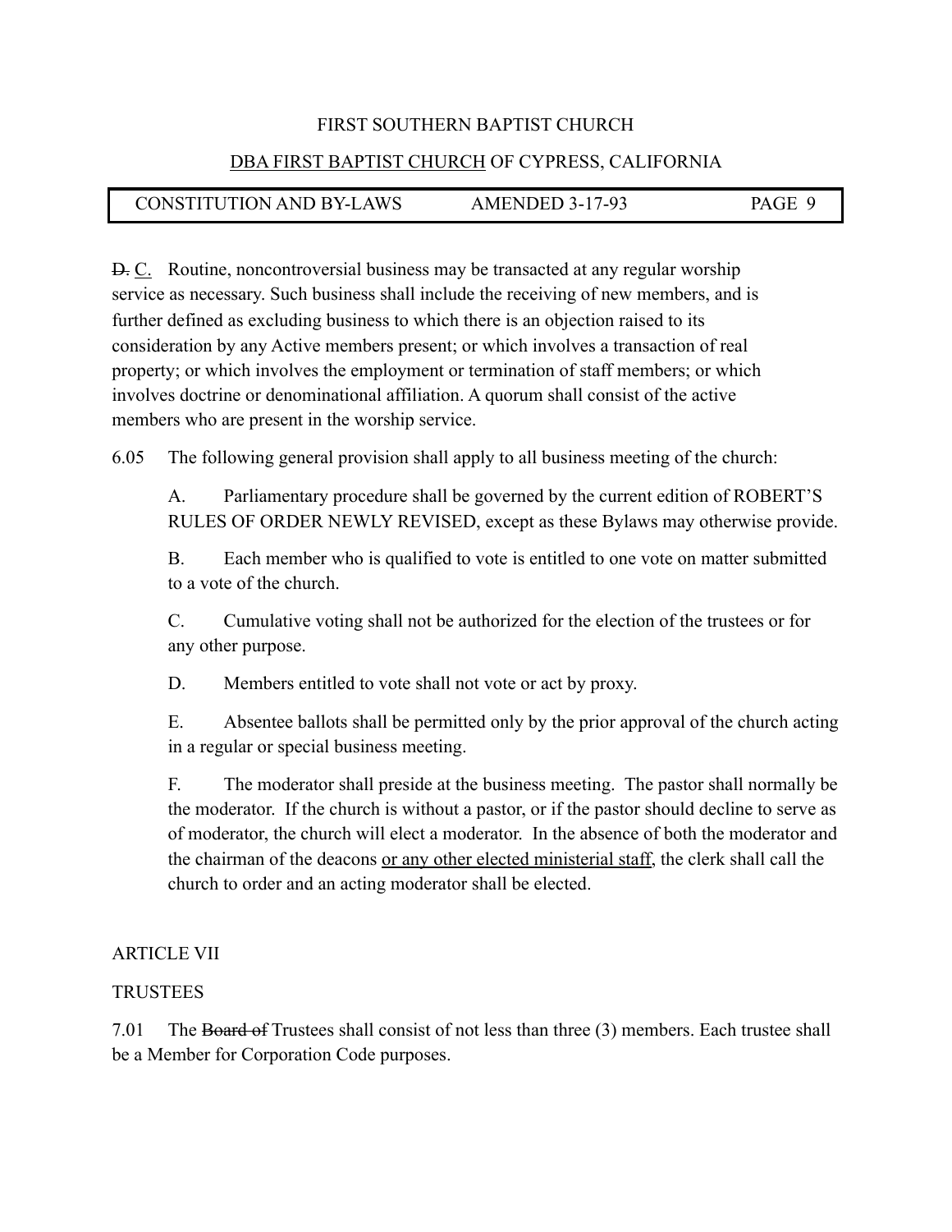~~D.~~ C. Routine, noncontroversial business may be transacted at any regular worship service as necessary. Such business shall include the receiving of new members, and is further defined as excluding business to which there is an objection raised to its consideration by any Active members present; or which involves a transaction of real property; or which involves the employment or termination of staff members; or which involves doctrine or denominational affiliation. A quorum shall consist of the active members who are present in the worship service.

6.05 The following general provision shall apply to all business meeting of the church:

A. Parliamentary procedure shall be governed by the current edition of ROBERT'S RULES OF ORDER NEWLY REVISED, except as these Bylaws may otherwise provide.

B. Each member who is qualified to vote is entitled to one vote on matter submitted to a vote of the church.

C. Cumulative voting shall not be authorized for the election of the trustees or for any other purpose.

D. Members entitled to vote shall not vote or act by proxy.

E. Absentee ballots shall be permitted only by the prior approval of the church acting in a regular or special business meeting.

F. The moderator shall preside at the business meeting. The pastor shall normally be the moderator. If the church is without a pastor, or if the pastor should decline to serve as of moderator, the church will elect a moderator. In the absence of both the moderator and the chairman of the deacons or any other elected ministerial staff, the clerk shall call the church to order and an acting moderator shall be elected.

ARTICLE VII

TRUSTEES

7.01 The ~~Board of~~ Trustees shall consist of not less than three (3) members. Each trustee shall be a Member for Corporation Code purposes.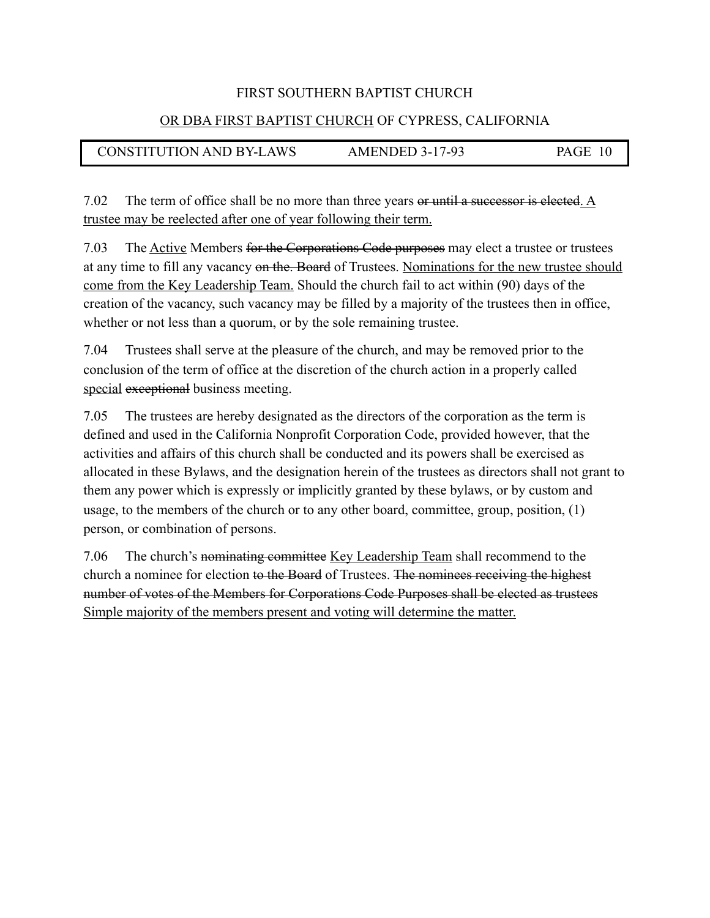7.02 The term of office shall be no more than three years ~~or until a successor is elected~~<u>. A trustee may be reelected after one of year following their term.</u>

7.03 The <u>Active</u> Members ~~for the Corporations Code purposes~~ may elect a trustee or trustees at any time to fill any vacancy ~~on the. Board~~ of Trustees. <u>Nominations for the new trustee should come from the Key Leadership Team.</u> Should the church fail to act within (90) days of the creation of the vacancy, such vacancy may be filled by a majority of the trustees then in office, whether or not less than a quorum, or by the sole remaining trustee.

7.04 Trustees shall serve at the pleasure of the church, and may be removed prior to the conclusion of the term of office at the discretion of the church action in a properly called <u>special</u> ~~exceptional~~ business meeting.

7.05 The trustees are hereby designated as the directors of the corporation as the term is defined and used in the California Nonprofit Corporation Code, provided however, that the activities and affairs of this church shall be conducted and its powers shall be exercised as allocated in these Bylaws, and the designation herein of the trustees as directors shall not grant to them any power which is expressly or implicitly granted by these bylaws, or by custom and usage, to the members of the church or to any other board, committee, group, position, (1) person, or combination of persons.

7.06 The church's ~~nominating committee~~ <u>Key Leadership Team</u> shall recommend to the church a nominee for election ~~to the Board~~ of Trustees. ~~The nominees receiving the highest number of votes of the Members for Corporations Code Purposes shall be elected as trustees~~ <u>Simple majority of the members present and voting will determine the matter.</u>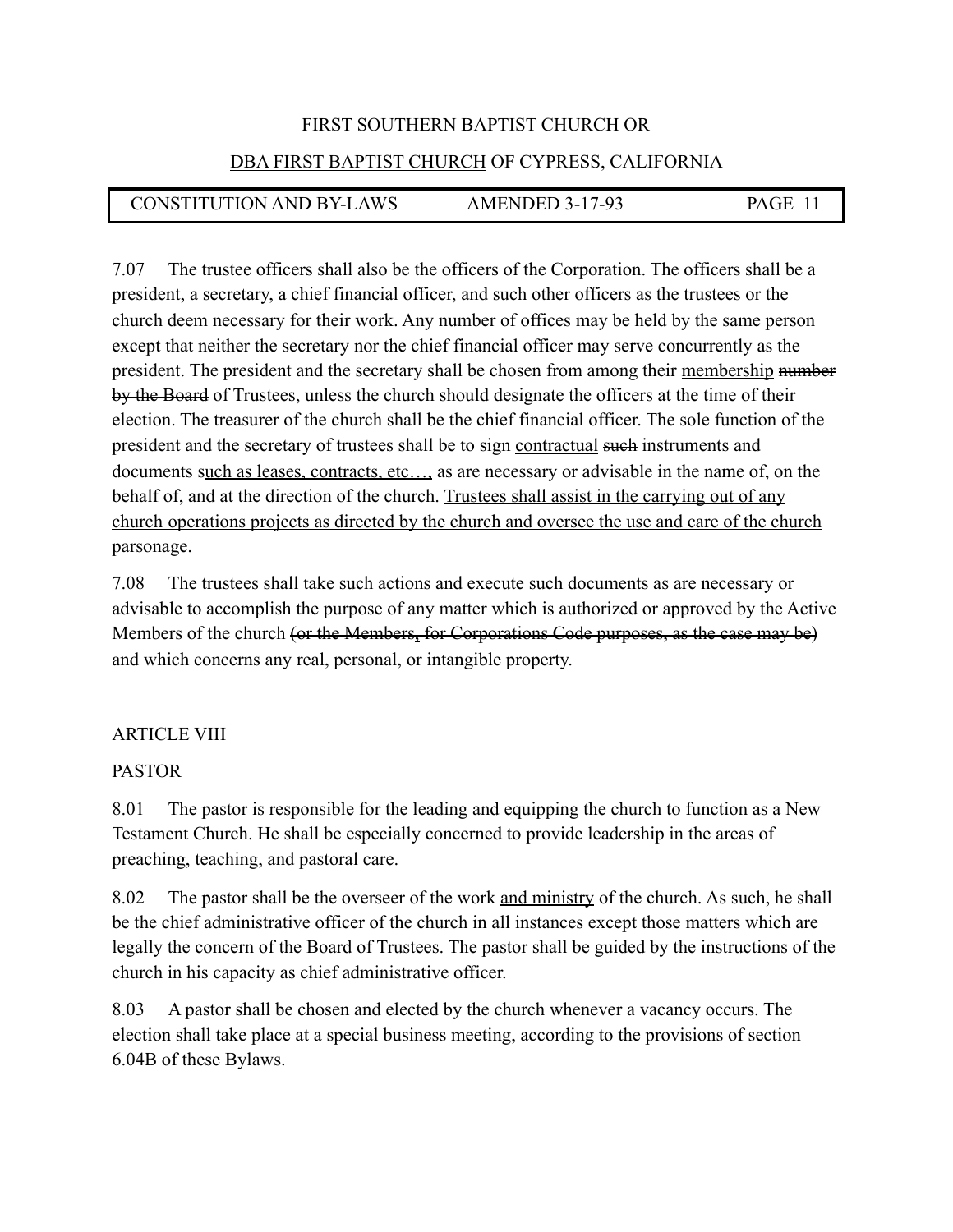7.07 The trustee officers shall also be the officers of the Corporation. The officers shall be a president, a secretary, a chief financial officer, and such other officers as the trustees or the church deem necessary for their work. Any number of offices may be held by the same person except that neither the secretary nor the chief financial officer may serve concurrently as the president. The president and the secretary shall be chosen from among their <u>membership</u> ~~number by the Board~~ of Trustees, unless the church should designate the officers at the time of their election. The treasurer of the church shall be the chief financial officer. The sole function of the president and the secretary of trustees shall be to sign <u>contractual</u> ~~such~~ instruments and documents s<u>uch as leases, contracts, etc…,</u> as are necessary or advisable in the name of, on the behalf of, and at the direction of the church. <u>Trustees shall assist in the carrying out of any church operations projects as directed by the church and oversee the use and care of the church parsonage.</u>

7.08 The trustees shall take such actions and execute such documents as are necessary or advisable to accomplish the purpose of any matter which is authorized or approved by the Active Members of the church ~~(or the Members, for Corporations Code purposes, as the case may be)~~ and which concerns any real, personal, or intangible property.

## ARTICLE VIII

## PASTOR

8.01 The pastor is responsible for the leading and equipping the church to function as a New Testament Church. He shall be especially concerned to provide leadership in the areas of preaching, teaching, and pastoral care.

8.02 The pastor shall be the overseer of the work <u>and ministry</u> of the church. As such, he shall be the chief administrative officer of the church in all instances except those matters which are legally the concern of the ~~Board of~~ Trustees. The pastor shall be guided by the instructions of the church in his capacity as chief administrative officer.

8.03 A pastor shall be chosen and elected by the church whenever a vacancy occurs. The election shall take place at a special business meeting, according to the provisions of section 6.04B of these Bylaws.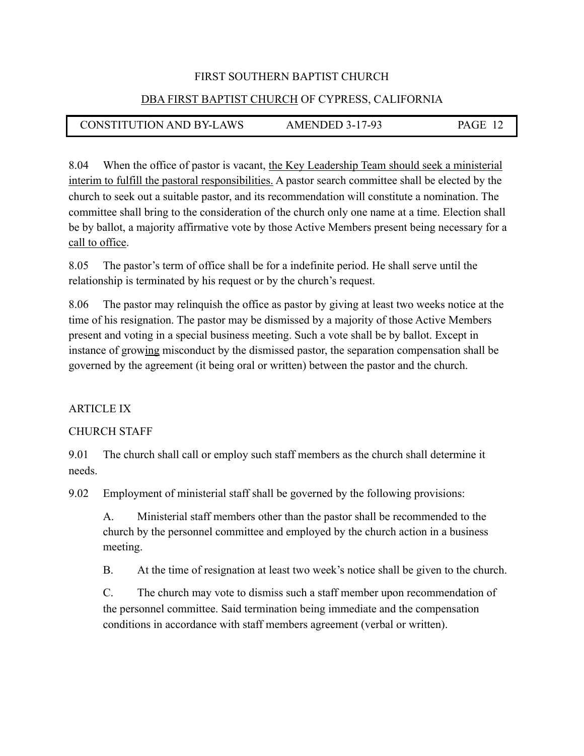8.04 When the office of pastor is vacant, the Key Leadership Team should seek a ministerial interim to fulfill the pastoral responsibilities. A pastor search committee shall be elected by the church to seek out a suitable pastor, and its recommendation will constitute a nomination. The committee shall bring to the consideration of the church only one name at a time. Election shall be by ballot, a majority affirmative vote by those Active Members present being necessary for a call to office.

8.05 The pastor's term of office shall be for a indefinite period. He shall serve until the relationship is terminated by his request or by the church's request.

8.06 The pastor may relinquish the office as pastor by giving at least two weeks notice at the time of his resignation. The pastor may be dismissed by a majority of those Active Members present and voting in a special business meeting. Such a vote shall be by ballot. Except in instance of growing misconduct by the dismissed pastor, the separation compensation shall be governed by the agreement (it being oral or written) between the pastor and the church.

ARTICLE IX

CHURCH STAFF

9.01 The church shall call or employ such staff members as the church shall determine it needs.

9.02 Employment of ministerial staff shall be governed by the following provisions:

A. Ministerial staff members other than the pastor shall be recommended to the church by the personnel committee and employed by the church action in a business meeting.

B. At the time of resignation at least two week's notice shall be given to the church.

C. The church may vote to dismiss such a staff member upon recommendation of the personnel committee. Said termination being immediate and the compensation conditions in accordance with staff members agreement (verbal or written).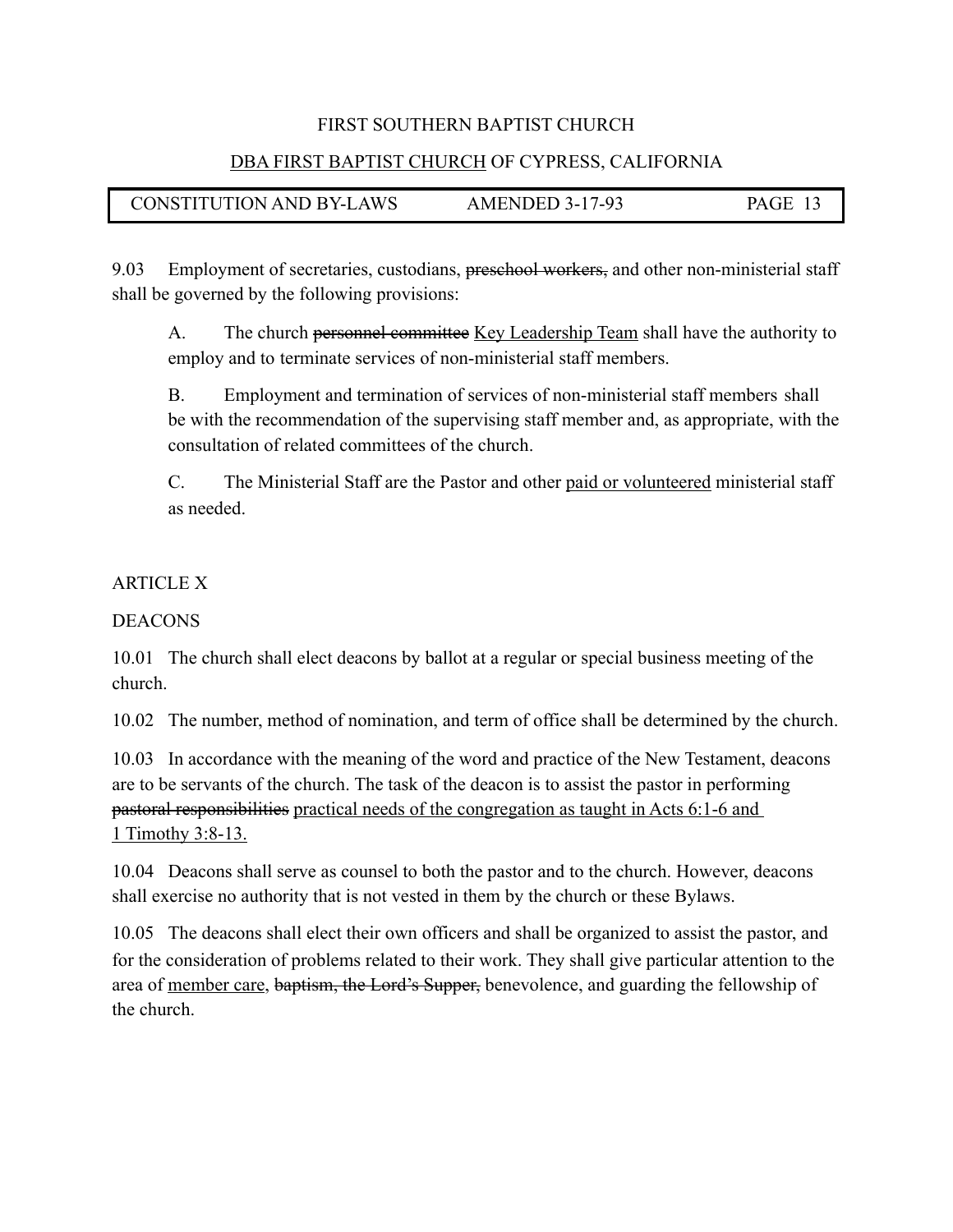9.03 Employment of secretaries, custodians, ~~preschool workers,~~ and other non-ministerial staff shall be governed by the following provisions:

> A. The church ~~personnel committee~~ <u>Key Leadership Team</u> shall have the authority to employ and to terminate services of non-ministerial staff members.
>
> B. Employment and termination of services of non-ministerial staff members shall be with the recommendation of the supervising staff member and, as appropriate, with the consultation of related committees of the church.
>
> C. The Ministerial Staff are the Pastor and other <u>paid or volunteered</u> ministerial staff as needed.

## ARTICLE X

## DEACONS

10.01 The church shall elect deacons by ballot at a regular or special business meeting of the church.

10.02 The number, method of nomination, and term of office shall be determined by the church.

10.03 In accordance with the meaning of the word and practice of the New Testament, deacons are to be servants of the church. The task of the deacon is to assist the pastor in performing ~~pastoral responsibilities~~ <u>practical needs of the congregation as taught in Acts 6:1-6 and 1 Timothy 3:8-13.</u>

10.04 Deacons shall serve as counsel to both the pastor and to the church. However, deacons shall exercise no authority that is not vested in them by the church or these Bylaws.

10.05 The deacons shall elect their own officers and shall be organized to assist the pastor, and for the consideration of problems related to their work. They shall give particular attention to the area of <u>member care</u>, ~~baptism, the Lord's Supper,~~ benevolence, and guarding the fellowship of the church.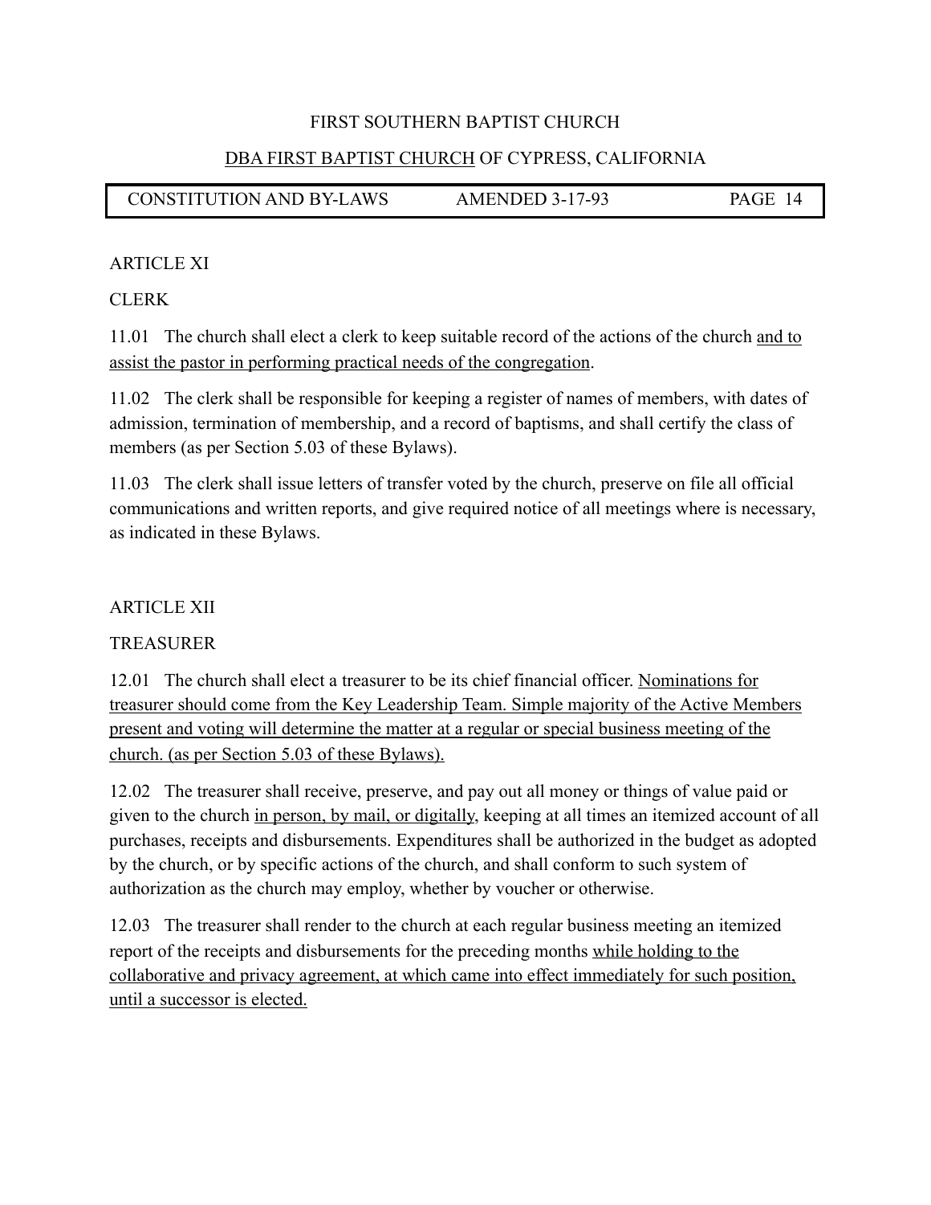## ARTICLE XI

## CLERK

11.01 The church shall elect a clerk to keep suitable record of the actions of the church <u>and to assist the pastor in performing practical needs of the congregation</u>.

11.02 The clerk shall be responsible for keeping a register of names of members, with dates of admission, termination of membership, and a record of baptisms, and shall certify the class of members (as per Section 5.03 of these Bylaws).

11.03 The clerk shall issue letters of transfer voted by the church, preserve on file all official communications and written reports, and give required notice of all meetings where is necessary, as indicated in these Bylaws.

## ARTICLE XII

## TREASURER

12.01 The church shall elect a treasurer to be its chief financial officer. <u>Nominations for treasurer should come from the Key Leadership Team. Simple majority of the Active Members present and voting will determine the matter at a regular or special business meeting of the church. (as per Section 5.03 of these Bylaws).</u>

12.02 The treasurer shall receive, preserve, and pay out all money or things of value paid or given to the church <u>in person, by mail, or digitally</u>, keeping at all times an itemized account of all purchases, receipts and disbursements. Expenditures shall be authorized in the budget as adopted by the church, or by specific actions of the church, and shall conform to such system of authorization as the church may employ, whether by voucher or otherwise.

12.03 The treasurer shall render to the church at each regular business meeting an itemized report of the receipts and disbursements for the preceding months <u>while holding to the collaborative and privacy agreement, at which came into effect immediately for such position, until a successor is elected.</u>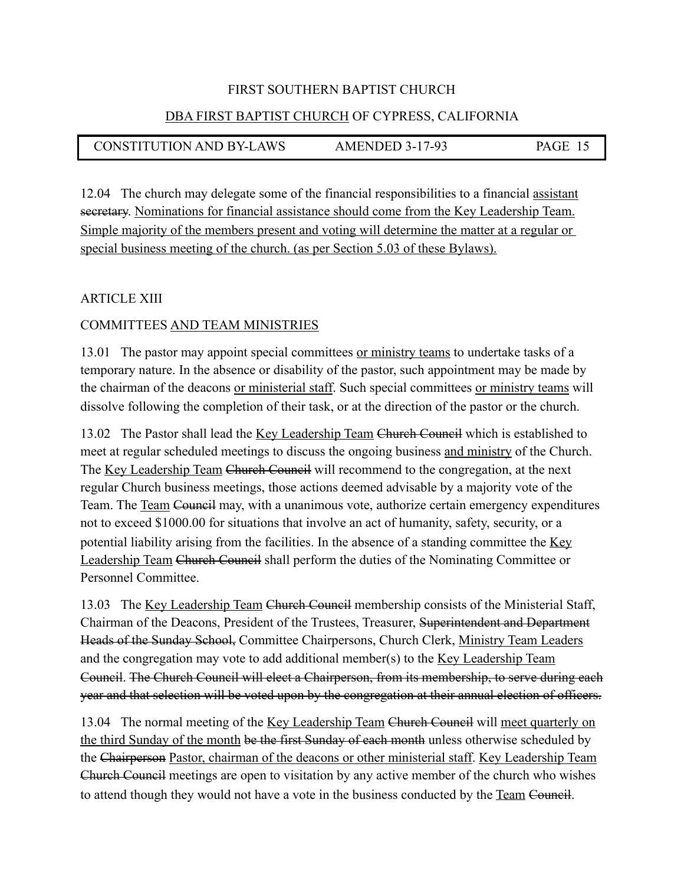12.04 The church may delegate some of the financial responsibilities to a financial <u>assistant</u> ~~secretary~~. <u>Nominations for financial assistance should come from the Key Leadership Team. Simple majority of the members present and voting will determine the matter at a regular or special business meeting of the church. (as per Section 5.03 of these Bylaws).</u>

## ARTICLE XIII

## COMMITTEES <u>AND TEAM MINISTRIES</u>

13.01 The pastor may appoint special committees <u>or ministry teams</u> to undertake tasks of a temporary nature. In the absence or disability of the pastor, such appointment may be made by the chairman of the deacons <u>or ministerial staff</u>. Such special committees <u>or ministry teams</u> will dissolve following the completion of their task, or at the direction of the pastor or the church.

13.02 The Pastor shall lead the <u>Key Leadership Team</u> ~~Church Council~~ which is established to meet at regular scheduled meetings to discuss the ongoing business <u>and ministry</u> of the Church. The <u>Key Leadership Team</u> ~~Church Council~~ will recommend to the congregation, at the next regular Church business meetings, those actions deemed advisable by a majority vote of the Team. The <u>Team</u> ~~Council~~ may, with a unanimous vote, authorize certain emergency expenditures not to exceed $1000.00 for situations that involve an act of humanity, safety, security, or a potential liability arising from the facilities. In the absence of a standing committee the <u>Key Leadership Team</u> ~~Church Council~~ shall perform the duties of the Nominating Committee or Personnel Committee.

13.03 The <u>Key Leadership Team</u> ~~Church Council~~ membership consists of the Ministerial Staff, Chairman of the Deacons, President of the Trustees, Treasurer, ~~Superintendent and Department Heads of the Sunday School,~~ Committee Chairpersons, Church Clerk, <u>Ministry Team Leaders</u> and the congregation may vote to add additional member(s) to the <u>Key Leadership Team</u> ~~Council~~. ~~The Church Council will elect a Chairperson, from its membership, to serve during each year and that selection will be voted upon by the congregation at their annual election of officers.~~

13.04 The normal meeting of the <u>Key Leadership Team</u> ~~Church Council~~ will <u>meet quarterly on the third Sunday of the month</u> ~~be the first Sunday of each month~~ unless otherwise scheduled by the ~~Chairperson~~ <u>Pastor, chairman of the deacons or other ministerial staff</u>. <u>Key Leadership Team</u> ~~Church Council~~ meetings are open to visitation by any active member of the church who wishes to attend though they would not have a vote in the business conducted by the <u>Team</u> ~~Council~~.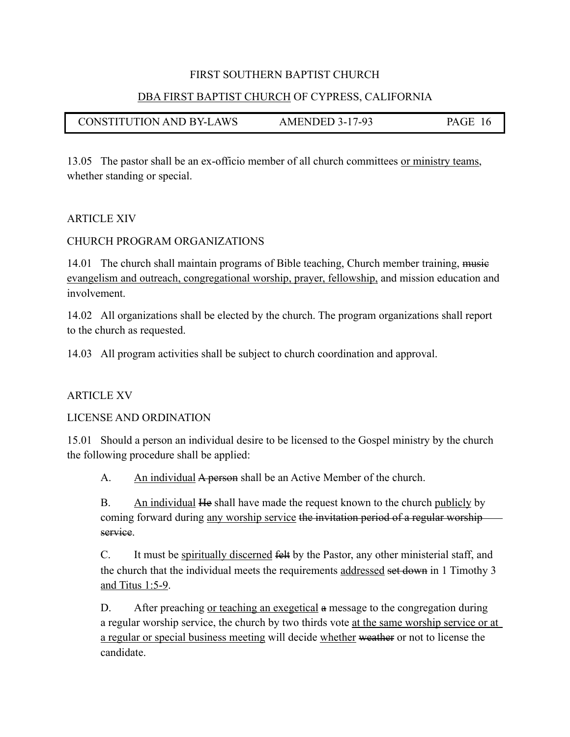13.05 The pastor shall be an ex-officio member of all church committees <u>or ministry teams</u>, whether standing or special.

ARTICLE XIV

CHURCH PROGRAM ORGANIZATIONS

14.01 The church shall maintain programs of Bible teaching, Church member training, ~~music~~ <u>evangelism and outreach, congregational worship, prayer, fellowship,</u> and mission education and involvement.

14.02 All organizations shall be elected by the church. The program organizations shall report to the church as requested.

14.03 All program activities shall be subject to church coordination and approval.

ARTICLE XV

LICENSE AND ORDINATION

15.01 Should a person an individual desire to be licensed to the Gospel ministry by the church the following procedure shall be applied:

A. <u>An individual</u> ~~A person~~ shall be an Active Member of the church.

B. <u>An individual</u> ~~He~~ shall have made the request known to the church <u>publicly</u> by coming forward during <u>any worship service</u> ~~the invitation period of a regular worship service~~.

C. It must be <u>spiritually discerned</u> ~~felt~~ by the Pastor, any other ministerial staff, and the church that the individual meets the requirements <u>addressed</u> ~~set down~~ in 1 Timothy 3 <u>and Titus 1:5-9</u>.

D. After preaching <u>or teaching an exegetical</u> ~~a~~ message to the congregation during a regular worship service, the church by two thirds vote <u>at the same worship service or at a regular or special business meeting</u> will decide <u>whether</u> ~~weather~~ or not to license the candidate.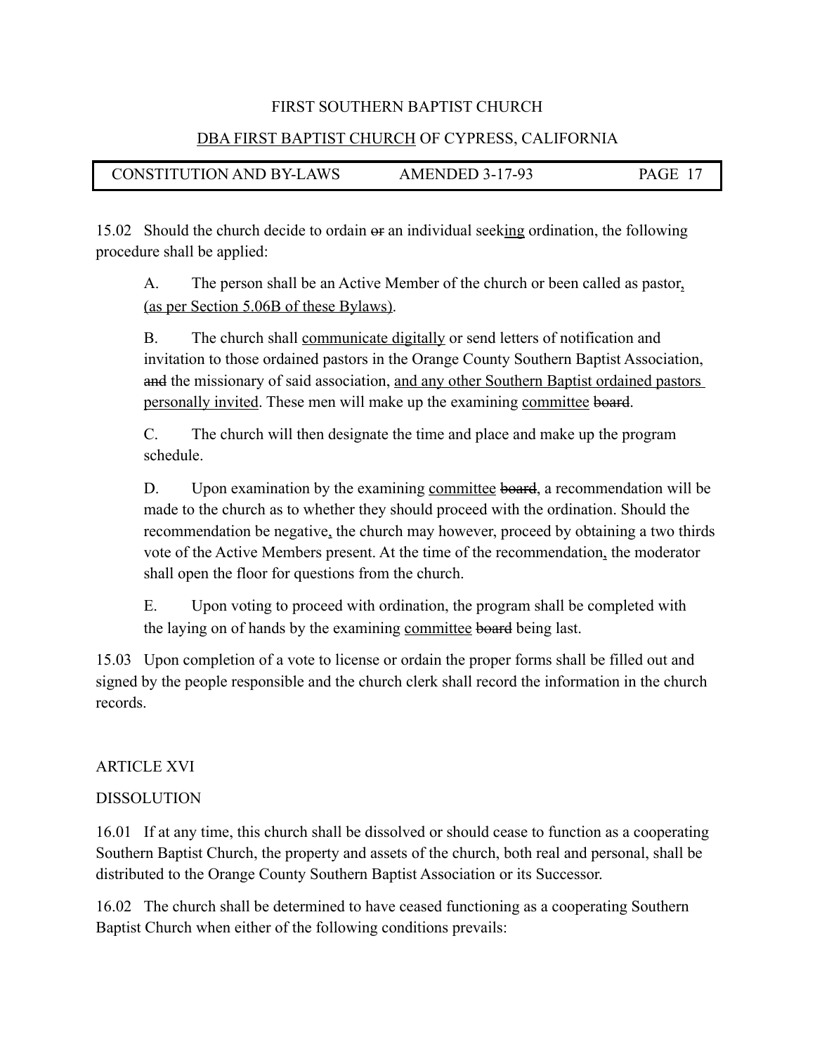15.02 Should the church decide to ordain ~~or~~ an individual seek<u>ing</u> ordination, the following procedure shall be applied:

> A. The person shall be an Active Member of the church or been called as pastor<u>, (as per Section 5.06B of these Bylaws)</u>.
>
> B. The church shall <u>communicate digitally</u> or send letters of notification and invitation to those ordained pastors in the Orange County Southern Baptist Association, ~~and~~ the missionary of said association, <u>and any other Southern Baptist ordained pastors personally invited</u>. These men will make up the examining <u>committee</u> ~~board~~.
>
> C. The church will then designate the time and place and make up the program schedule.
>
> D. Upon examination by the examining <u>committee</u> ~~board~~, a recommendation will be made to the church as to whether they should proceed with the ordination. Should the recommendation be negative<u>,</u> the church may however, proceed by obtaining a two thirds vote of the Active Members present. At the time of the recommendation<u>,</u> the moderator shall open the floor for questions from the church.
>
> E. Upon voting to proceed with ordination, the program shall be completed with the laying on of hands by the examining <u>committee</u> ~~board~~ being last.

15.03 Upon completion of a vote to license or ordain the proper forms shall be filled out and signed by the people responsible and the church clerk shall record the information in the church records.

## ARTICLE XVI

## DISSOLUTION

16.01 If at any time, this church shall be dissolved or should cease to function as a cooperating Southern Baptist Church, the property and assets of the church, both real and personal, shall be distributed to the Orange County Southern Baptist Association or its Successor.

16.02 The church shall be determined to have ceased functioning as a cooperating Southern Baptist Church when either of the following conditions prevails: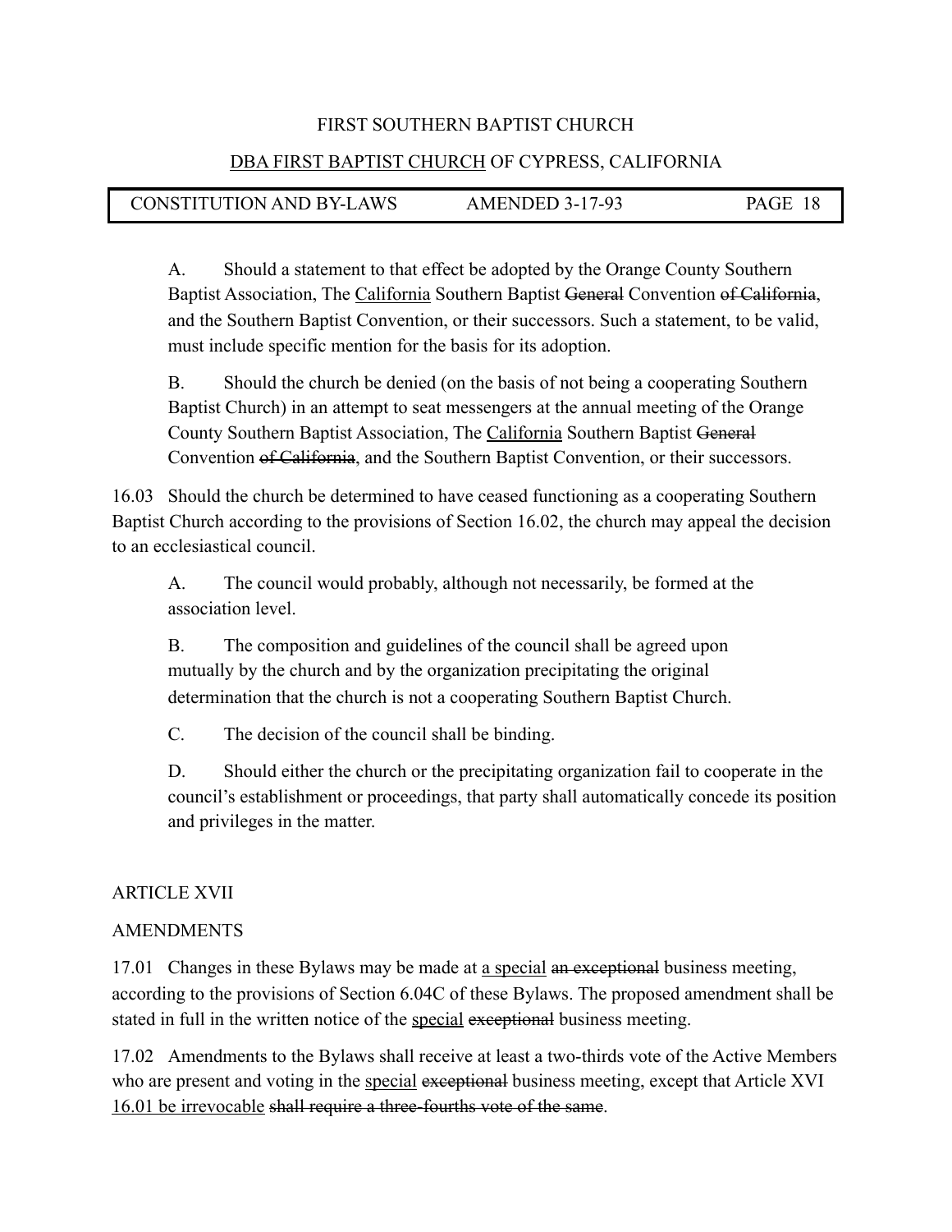A. Should a statement to that effect be adopted by the Orange County Southern Baptist Association, The <u>California</u> Southern Baptist ~~General~~ Convention ~~of California~~, and the Southern Baptist Convention, or their successors. Such a statement, to be valid, must include specific mention for the basis for its adoption.

B. Should the church be denied (on the basis of not being a cooperating Southern Baptist Church) in an attempt to seat messengers at the annual meeting of the Orange County Southern Baptist Association, The <u>California</u> Southern Baptist ~~General~~ Convention ~~of California~~, and the Southern Baptist Convention, or their successors.

16.03 Should the church be determined to have ceased functioning as a cooperating Southern Baptist Church according to the provisions of Section 16.02, the church may appeal the decision to an ecclesiastical council.

A. The council would probably, although not necessarily, be formed at the association level.

B. The composition and guidelines of the council shall be agreed upon mutually by the church and by the organization precipitating the original determination that the church is not a cooperating Southern Baptist Church.

C. The decision of the council shall be binding.

D. Should either the church or the precipitating organization fail to cooperate in the council's establishment or proceedings, that party shall automatically concede its position and privileges in the matter.

ARTICLE XVII

AMENDMENTS

17.01 Changes in these Bylaws may be made at <u>a special</u> ~~an exceptional~~ business meeting, according to the provisions of Section 6.04C of these Bylaws. The proposed amendment shall be stated in full in the written notice of the <u>special</u> ~~exceptional~~ business meeting.

17.02 Amendments to the Bylaws shall receive at least a two-thirds vote of the Active Members who are present and voting in the <u>special</u> ~~exceptional~~ business meeting, except that Article XVI <u>16.01 be irrevocable</u> ~~shall require a three-fourths vote of the same~~.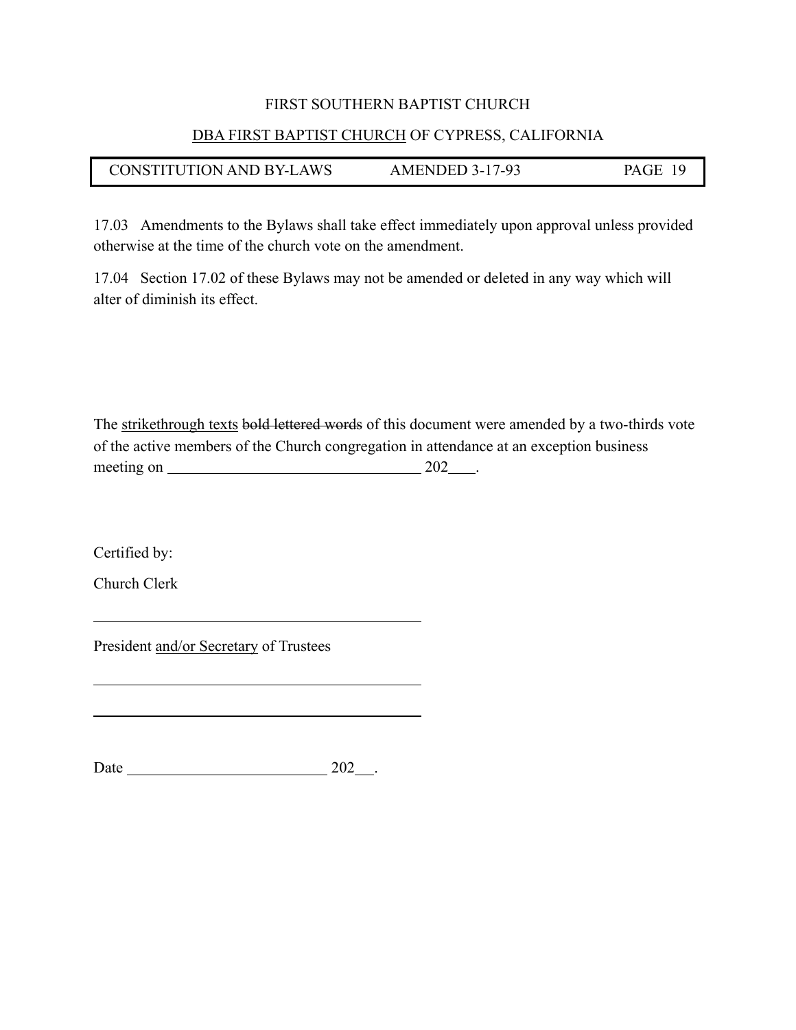17.03 Amendments to the Bylaws shall take effect immediately upon approval unless provided otherwise at the time of the church vote on the amendment.

17.04 Section 17.02 of these Bylaws may not be amended or deleted in any way which will alter of diminish its effect.

The <u>strikethrough texts</u> ~~bold lettered words~~ of this document were amended by a two-thirds vote of the active members of the Church congregation in attendance at an exception business meeting on \_\_\_\_\_\_\_\_\_\_\_\_\_\_\_\_\_\_\_\_\_\_\_\_\_\_\_\_\_\_\_\_\_ 202\_\_\_.

Certified by:

Church Clerk

\_\_\_\_\_\_\_\_\_\_\_\_\_\_\_\_\_\_\_\_\_\_\_\_\_\_\_\_\_\_\_\_\_\_\_\_\_\_\_\_\_\_\_

President <u>and/or Secretary</u> of Trustees

\_\_\_\_\_\_\_\_\_\_\_\_\_\_\_\_\_\_\_\_\_\_\_\_\_\_\_\_\_\_\_\_\_\_\_\_\_\_\_\_\_\_\_

\_\_\_\_\_\_\_\_\_\_\_\_\_\_\_\_\_\_\_\_\_\_\_\_\_\_\_\_\_\_\_\_\_\_\_\_\_\_\_\_\_\_\_

Date \_\_\_\_\_\_\_\_\_\_\_\_\_\_\_\_\_\_\_\_\_\_\_\_\_\_ 202\_\_.